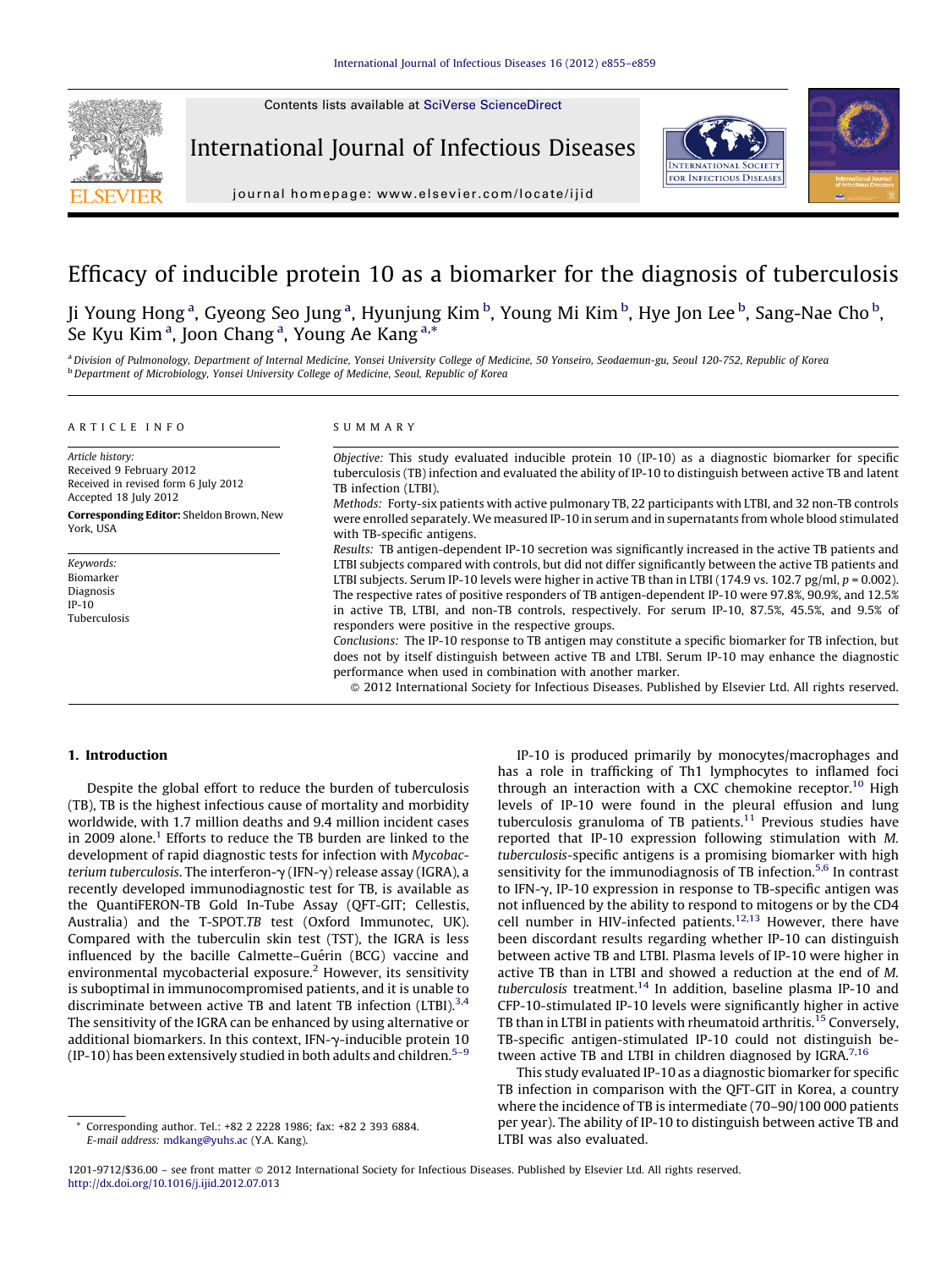# Efficacy of inducible protein 10 as a biomarker for the diagnosis of tuberculosis

Ji Young Hong [a], Gyeong Seo Jung [a], Hyunjung Kim [b], Young Mi Kim [b], Hye Jon Lee [b], Sang-Nae Cho [b], Se Kyu Kim [a], Joon Chang [a], Young Ae Kang [a,*]

[a] Division of Pulmonology, Department of Internal Medicine, Yonsei University College of Medicine, 50 Yonseiro, Seodaemun-gu, Seoul 120-752, Republic of Korea
[b] Department of Microbiology, Yonsei University College of Medicine, Seoul, Republic of Korea

## ARTICLE INFO

*Article history:*
Received 9 February 2012
Received in revised form 6 July 2012
Accepted 18 July 2012

**Corresponding Editor:** Sheldon Brown, New York, USA

*Keywords:*
Biomarker
Diagnosis
IP-10
Tuberculosis

## SUMMARY

*Objective:* This study evaluated inducible protein 10 (IP-10) as a diagnostic biomarker for specific tuberculosis (TB) infection and evaluated the ability of IP-10 to distinguish between active TB and latent TB infection (LTBI).

*Methods:* Forty-six patients with active pulmonary TB, 22 participants with LTBI, and 32 non-TB controls were enrolled separately. We measured IP-10 in serum and in supernatants from whole blood stimulated with TB-specific antigens.

*Results:* TB antigen-dependent IP-10 secretion was significantly increased in the active TB patients and LTBI subjects compared with controls, but did not differ significantly between the active TB patients and LTBI subjects. Serum IP-10 levels were higher in active TB than in LTBI (174.9 vs. 102.7 pg/ml, $p = 0.002$). The respective rates of positive responders of TB antigen-dependent IP-10 were 97.8%, 90.9%, and 12.5% in active TB, LTBI, and non-TB controls, respectively. For serum IP-10, 87.5%, 45.5%, and 9.5% of responders were positive in the respective groups.

*Conclusions:* The IP-10 response to TB antigen may constitute a specific biomarker for TB infection, but does not by itself distinguish between active TB and LTBI. Serum IP-10 may enhance the diagnostic performance when used in combination with another marker.

© 2012 International Society for Infectious Diseases. Published by Elsevier Ltd. All rights reserved.

## 1. Introduction

Despite the global effort to reduce the burden of tuberculosis (TB), TB is the highest infectious cause of mortality and morbidity worldwide, with 1.7 million deaths and 9.4 million incident cases in 2009 alone.[1] Efforts to reduce the TB burden are linked to the development of rapid diagnostic tests for infection with *Mycobacterium tuberculosis*. The interferon-γ (IFN-γ) release assay (IGRA), a recently developed immunodiagnostic test for TB, is available as the QuantiFERON-TB Gold In-Tube Assay (QFT-GIT; Cellestis, Australia) and the T-SPOT.*TB* test (Oxford Immunotec, UK). Compared with the tuberculin skin test (TST), the IGRA is less influenced by the bacille Calmette–Guérin (BCG) vaccine and environmental mycobacterial exposure.[2] However, its sensitivity is suboptimal in immunocompromised patients, and it is unable to discriminate between active TB and latent TB infection (LTBI).[3,4] The sensitivity of the IGRA can be enhanced by using alternative or additional biomarkers. In this context, IFN-γ-inducible protein 10 (IP-10) has been extensively studied in both adults and children.[5–9]

IP-10 is produced primarily by monocytes/macrophages and has a role in trafficking of Th1 lymphocytes to inflamed foci through an interaction with a CXC chemokine receptor.[10] High levels of IP-10 were found in the pleural effusion and lung tuberculosis granuloma of TB patients.[11] Previous studies have reported that IP-10 expression following stimulation with *M. tuberculosis*-specific antigens is a promising biomarker with high sensitivity for the immunodiagnosis of TB infection.[5,6] In contrast to IFN-γ, IP-10 expression in response to TB-specific antigen was not influenced by the ability to respond to mitogens or by the CD4 cell number in HIV-infected patients.[12,13] However, there have been discordant results regarding whether IP-10 can distinguish between active TB and LTBI. Plasma levels of IP-10 were higher in active TB than in LTBI and showed a reduction at the end of *M. tuberculosis* treatment.[14] In addition, baseline plasma IP-10 and CFP-10-stimulated IP-10 levels were significantly higher in active TB than in LTBI in patients with rheumatoid arthritis.[15] Conversely, TB-specific antigen-stimulated IP-10 could not distinguish between active TB and LTBI in children diagnosed by IGRA.[7,16]

This study evaluated IP-10 as a diagnostic biomarker for specific TB infection in comparison with the QFT-GIT in Korea, a country where the incidence of TB is intermediate (70–90/100 000 patients per year). The ability of IP-10 to distinguish between active TB and LTBI was also evaluated.

\* Corresponding author. Tel.: +82 2 2228 1986; fax: +82 2 393 6884.
*E-mail address:* mdkang@yuhs.ac (Y.A. Kang).

1201-9712/$36.00 – see front matter © 2012 International Society for Infectious Diseases. Published by Elsevier Ltd. All rights reserved.
http://dx.doi.org/10.1016/j.ijid.2012.07.013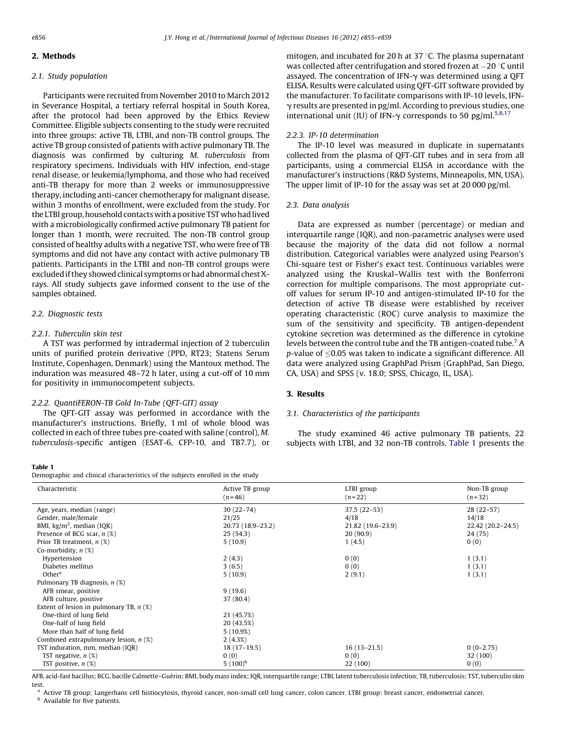## 2. Methods

### 2.1. Study population

Participants were recruited from November 2010 to March 2012 in Severance Hospital, a tertiary referral hospital in South Korea, after the protocol had been approved by the Ethics Review Committee. Eligible subjects consenting to the study were recruited into three groups: active TB, LTBI, and non-TB control groups. The active TB group consisted of patients with active pulmonary TB. The diagnosis was confirmed by culturing *M. tuberculosis* from respiratory specimens. Individuals with HIV infection, end-stage renal disease, or leukemia/lymphoma, and those who had received anti-TB therapy for more than 2 weeks or immunosuppressive therapy, including anti-cancer chemotherapy for malignant disease, within 3 months of enrollment, were excluded from the study. For the LTBI group, household contacts with a positive TST who had lived with a microbiologically confirmed active pulmonary TB patient for longer than 1 month, were recruited. The non-TB control group consisted of healthy adults with a negative TST, who were free of TB symptoms and did not have any contact with active pulmonary TB patients. Participants in the LTBI and non-TB control groups were excluded if they showed clinical symptoms or had abnormal chest X-rays. All study subjects gave informed consent to the use of the samples obtained.

### 2.2. Diagnostic tests

#### 2.2.1. Tuberculin skin test

A TST was performed by intradermal injection of 2 tuberculin units of purified protein derivative (PPD, RT23; Statens Serum Institute, Copenhagen, Denmark) using the Mantoux method. The induration was measured 48–72 h later, using a cut-off of 10 mm for positivity in immunocompetent subjects.

#### 2.2.2. QuantiFERON-TB Gold In-Tube (QFT-GIT) assay

The QFT-GIT assay was performed in accordance with the manufacturer's instructions. Briefly, 1 ml of whole blood was collected in each of three tubes pre-coated with saline (control), *M. tuberculosis*-specific antigen (ESAT-6, CFP-10, and TB7.7), or mitogen, and incubated for 20 h at 37 °C. The plasma supernatant was collected after centrifugation and stored frozen at −20 °C until assayed. The concentration of IFN-$\gamma$ was determined using a QFT ELISA. Results were calculated using QFT-GIT software provided by the manufacturer. To facilitate comparisons with IP-10 levels, IFN-$\gamma$ results are presented in pg/ml. According to previous studies, one international unit (IU) of IFN-$\gamma$ corresponds to 50 pg/ml.[5,8,17]

#### 2.2.3. IP-10 determination

The IP-10 level was measured in duplicate in supernatants collected from the plasma of QFT-GIT tubes and in sera from all participants, using a commercial ELISA in accordance with the manufacturer's instructions (R&D Systems, Minneapolis, MN, USA). The upper limit of IP-10 for the assay was set at 20 000 pg/ml.

### 2.3. Data analysis

Data are expressed as number (percentage) or median and interquartile range (IQR), and non-parametric analyses were used because the majority of the data did not follow a normal distribution. Categorical variables were analyzed using Pearson's Chi-square test or Fisher's exact test. Continuous variables were analyzed using the Kruskal–Wallis test with the Bonferroni correction for multiple comparisons. The most appropriate cut-off values for serum IP-10 and antigen-stimulated IP-10 for the detection of active TB disease were established by receiver operating characteristic (ROC) curve analysis to maximize the sum of the sensitivity and specificity. TB antigen-dependent cytokine secretion was determined as the difference in cytokine levels between the control tube and the TB antigen-coated tube.[7] A $p$-value of $\leq$0.05 was taken to indicate a significant difference. All data were analyzed using GraphPad Prism (GraphPad, San Diego, CA, USA) and SPSS (v. 18.0; SPSS, Chicago, IL, USA).

## 3. Results

### 3.1. Characteristics of the participants

The study examined 46 active pulmonary TB patients, 22 subjects with LTBI, and 32 non-TB controls. Table 1 presents the

**Table 1**
Demographic and clinical characteristics of the subjects enrolled in the study

| Characteristic | Active TB group ($n$ = 46) | LTBI group ($n$ = 22) | Non-TB group ($n$ = 32) |
|---|---|---|---|
| Age, years, median (range) | 30 (22–74) | 37.5 (22–53) | 28 (22–57) |
| Gender, male/female | 21/25 | 4/18 | 14/18 |
| BMI, kg/m$^2$, median (IQR) | 20.73 (18.9–23.2) | 21.82 (19.6–23.9) | 22.42 (20.2–24.5) |
| Presence of BCG scar, $n$ (%) | 25 (54.3) | 20 (90.9) | 24 (75) |
| Prior TB treatment, $n$ (%) | 5 (10.9) | 1 (4.5) | 0 (0) |
| Co-morbidity, $n$ (%) | | | |
| Hypertension | 2 (4.3) | 0 (0) | 1 (3.1) |
| Diabetes mellitus | 3 (6.5) | 0 (0) | 1 (3.1) |
| Other[a] | 5 (10.9) | 2 (9.1) | 1 (3.1) |
| Pulmonary TB diagnosis, $n$ (%) | | | |
| AFB smear, positive | 9 (19.6) | | |
| AFB culture, positive | 37 (80.4) | | |
| Extent of lesion in pulmonary TB, $n$ (%) | | | |
| One-third of lung field | 21 (45.7%) | | |
| One-half of lung field | 20 (43.5%) | | |
| More than half of lung field | 5 (10.9%) | | |
| Combined extrapulmonary lesion, $n$ (%) | 2 (4.3%) | | |
| TST induration, mm, median (IQR) | 18 (17–19.5) | 16 (13–21.5) | 0 (0–2.75) |
| TST negative, $n$ (%) | 0 (0) | 0 (0) | 32 (100) |
| TST positive, $n$ (%) | 5 (100)[b] | 22 (100) | 0 (0) |

AFB, acid-fast bacillus; BCG, bacille Calmette–Guérin; BMI, body mass index; IQR, interquartile range; LTBI, latent tuberculosis infection; TB, tuberculosis; TST, tuberculin skin test.

[a] Active TB group: Langerhans cell histiocytosis, thyroid cancer, non-small cell lung cancer, colon cancer. LTBI group: breast cancer, endometrial cancer.

[b] Available for five patients.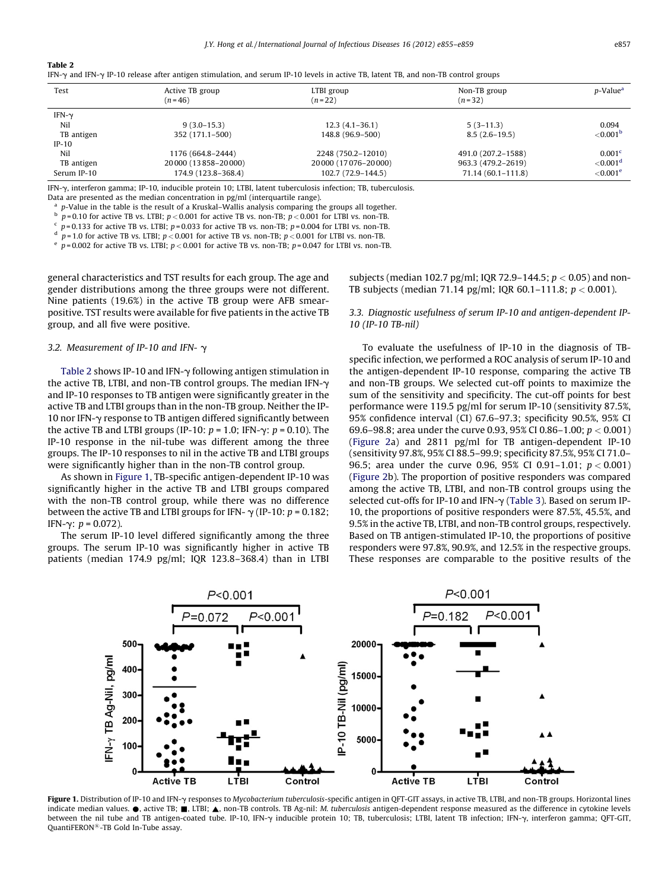**Table 2**
IFN-γ and IFN-γ IP-10 release after antigen stimulation, and serum IP-10 levels in active TB, latent TB, and non-TB control groups

| Test | Active TB group (n = 46) | LTBI group (n = 22) | Non-TB group (n = 32) | p-Value[a] |
|---|---|---|---|---|
| IFN-γ | | | | |
| Nil | 9 (3.0–15.3) | 12.3 (4.1–36.1) | 5 (3–11.3) | 0.094 |
| TB antigen | 352 (171.1–500) | 148.8 (96.9–500) | 8.5 (2.6–19.5) | <0.001[b] |
| IP-10 | | | | |
| Nil | 1176 (664.8–2444) | 2248 (750.2–12010) | 491.0 (207.2–1588) | 0.001[c] |
| TB antigen | 20000 (13858–20000) | 20000 (17076–20000) | 963.3 (479.2–2619) | <0.001[d] |
| Serum IP-10 | 174.9 (123.8–368.4) | 102.7 (72.9–144.5) | 71.14 (60.1–111.8) | <0.001[e] |

IFN-γ, interferon gamma; IP-10, inducible protein 10; LTBI, latent tuberculosis infection; TB, tuberculosis.
Data are presented as the median concentration in pg/ml (interquartile range).
[a] p-Value in the table is the result of a Kruskal–Wallis analysis comparing the groups all together.
[b] $p = 0.10$ for active TB vs. LTBI; $p < 0.001$ for active TB vs. non-TB; $p < 0.001$ for LTBI vs. non-TB.
[c] $p = 0.133$ for active TB vs. LTBI; $p = 0.033$ for active TB vs. non-TB; $p = 0.004$ for LTBI vs. non-TB.
[d] $p = 1.0$ for active TB vs. LTBI; $p < 0.001$ for active TB vs. non-TB; $p < 0.001$ for LTBI vs. non-TB.
[e] $p = 0.002$ for active TB vs. LTBI; $p < 0.001$ for active TB vs. non-TB; $p = 0.047$ for LTBI vs. non-TB.

general characteristics and TST results for each group. The age and gender distributions among the three groups were not different. Nine patients (19.6%) in the active TB group were AFB smear-positive. TST results were available for five patients in the active TB group, and all five were positive.

### 3.2. Measurement of IP-10 and IFN- γ

Table 2 shows IP-10 and IFN-γ following antigen stimulation in the active TB, LTBI, and non-TB control groups. The median IFN-γ and IP-10 responses to TB antigen were significantly greater in the active TB and LTBI groups than in the non-TB group. Neither the IP-10 nor IFN-γ response to TB antigen differed significantly between the active TB and LTBI groups (IP-10: $p = 1.0$; IFN-γ: $p = 0.10$). The IP-10 response in the nil-tube was different among the three groups. The IP-10 responses to nil in the active TB and LTBI groups were significantly higher than in the non-TB control group.

As shown in Figure 1, TB-specific antigen-dependent IP-10 was significantly higher in the active TB and LTBI groups compared with the non-TB control group, while there was no difference between the active TB and LTBI groups for IFN- γ (IP-10: $p = 0.182$; IFN-γ: $p = 0.072$).

The serum IP-10 level differed significantly among the three groups. The serum IP-10 was significantly higher in active TB patients (median 174.9 pg/ml; IQR 123.8–368.4) than in LTBI subjects (median 102.7 pg/ml; IQR 72.9–144.5; $p < 0.05$) and non-TB subjects (median 71.14 pg/ml; IQR 60.1–111.8; $p < 0.001$).

### 3.3. Diagnostic usefulness of serum IP-10 and antigen-dependent IP-10 (IP-10 TB-nil)

To evaluate the usefulness of IP-10 in the diagnosis of TB-specific infection, we performed a ROC analysis of serum IP-10 and the antigen-dependent IP-10 response, comparing the active TB and non-TB groups. We selected cut-off points to maximize the sum of the sensitivity and specificity. The cut-off points for best performance were 119.5 pg/ml for serum IP-10 (sensitivity 87.5%, 95% confidence interval (CI) 67.6–97.3; specificity 90.5%, 95% CI 69.6–98.8; area under the curve 0.93, 95% CI 0.86–1.00; $p < 0.001$) (Figure 2a) and 2811 pg/ml for TB antigen-dependent IP-10 (sensitivity 97.8%, 95% CI 88.5–99.9; specificity 87.5%, 95% CI 71.0–96.5; area under the curve 0.96, 95% CI 0.91–1.01; $p < 0.001$) (Figure 2b). The proportion of positive responders was compared among the active TB, LTBI, and non-TB control groups using the selected cut-offs for IP-10 and IFN-γ (Table 3). Based on serum IP-10, the proportions of positive responders were 87.5%, 45.5%, and 9.5% in the active TB, LTBI, and non-TB control groups, respectively. Based on TB antigen-stimulated IP-10, the proportions of positive responders were 97.8%, 90.9%, and 12.5% in the respective groups. These responses are comparable to the positive results of the

**Figure 1.** Distribution of IP-10 and IFN-γ responses to *Mycobacterium tuberculosis*-specific antigen in QFT-GIT assays, in active TB, LTBI, and non-TB groups. Horizontal lines indicate median values. ●, active TB; ■, LTBI; ▲, non-TB controls. TB Ag-nil: *M. tuberculosis* antigen-dependent response measured as the difference in cytokine levels between the nil tube and TB antigen-coated tube. IP-10, IFN-γ inducible protein 10; TB, tuberculosis; LTBI, latent TB infection; IFN-γ, interferon gamma; QFT-GIT, QuantiFERON®-TB Gold In-Tube assay.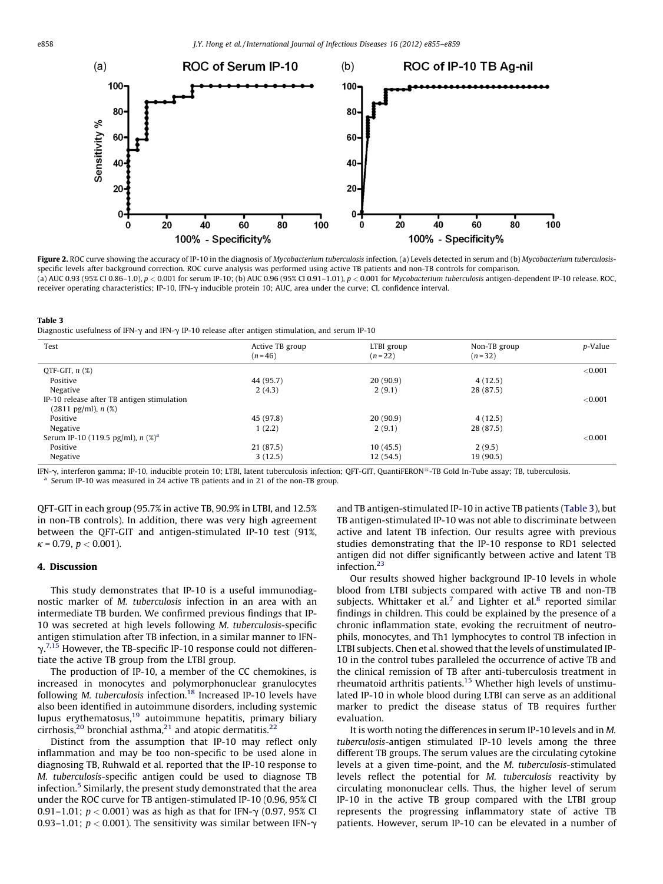Figure 2. ROC curve showing the accuracy of IP-10 in the diagnosis of *Mycobacterium tuberculosis* infection. (a) Levels detected in serum and (b) *Mycobacterium tuberculosis*-specific levels after background correction. ROC curve analysis was performed using active TB patients and non-TB controls for comparison.
(a) AUC 0.93 (95% CI 0.86–1.0), $p < 0.001$ for serum IP-10; (b) AUC 0.96 (95% CI 0.91–1.01), $p < 0.001$ for *Mycobacterium tuberculosis* antigen-dependent IP-10 release. ROC, receiver operating characteristics; IP-10, IFN-γ inducible protein 10; AUC, area under the curve; CI, confidence interval.

**Table 3**
Diagnostic usefulness of IFN-γ and IFN-γ IP-10 release after antigen stimulation, and serum IP-10

| Test | Active TB group ($n$ = 46) | LTBI group ($n$ = 22) | Non-TB group ($n$ = 32) | $p$-Value |
|---|---|---|---|---|
| QTF-GIT, $n$ (%) | | | | <0.001 |
| Positive | 44 (95.7) | 20 (90.9) | 4 (12.5) | |
| Negative | 2 (4.3) | 2 (9.1) | 28 (87.5) | |
| IP-10 release after TB antigen stimulation (2811 pg/ml), $n$ (%) | | | | <0.001 |
| Positive | 45 (97.8) | 20 (90.9) | 4 (12.5) | |
| Negative | 1 (2.2) | 2 (9.1) | 28 (87.5) | |
| Serum IP-10 (119.5 pg/ml), $n$ (%)[a] | | | | <0.001 |
| Positive | 21 (87.5) | 10 (45.5) | 2 (9.5) | |
| Negative | 3 (12.5) | 12 (54.5) | 19 (90.5) | |

IFN-γ, interferon gamma; IP-10, inducible protein 10; LTBI, latent tuberculosis infection; QFT-GIT, QuantiFERON®-TB Gold In-Tube assay; TB, tuberculosis.
[a] Serum IP-10 was measured in 24 active TB patients and in 21 of the non-TB group.

QFT-GIT in each group (95.7% in active TB, 90.9% in LTBI, and 12.5% in non-TB controls). In addition, there was very high agreement between the QFT-GIT and antigen-stimulated IP-10 test (91%, $\kappa = 0.79$, $p < 0.001$).

## 4. Discussion

This study demonstrates that IP-10 is a useful immunodiagnostic marker of *M. tuberculosis* infection in an area with an intermediate TB burden. We confirmed previous findings that IP-10 was secreted at high levels following *M. tuberculosis*-specific antigen stimulation after TB infection, in a similar manner to IFN-γ.[7,15] However, the TB-specific IP-10 response could not differentiate the active TB group from the LTBI group.

The production of IP-10, a member of the CC chemokines, is increased in monocytes and polymorphonuclear granulocytes following *M. tuberculosis* infection.[18] Increased IP-10 levels have also been identified in autoimmune disorders, including systemic lupus erythematosus,[19] autoimmune hepatitis, primary biliary cirrhosis,[20] bronchial asthma,[21] and atopic dermatitis.[22]

Distinct from the assumption that IP-10 may reflect only inflammation and may be too non-specific to be used alone in diagnosing TB, Ruhwald et al. reported that the IP-10 response to *M. tuberculosis*-specific antigen could be used to diagnose TB infection.[5] Similarly, the present study demonstrated that the area under the ROC curve for TB antigen-stimulated IP-10 (0.96, 95% CI 0.91–1.01; $p < 0.001$) was as high as that for IFN-γ (0.97, 95% CI 0.93–1.01; $p < 0.001$). The sensitivity was similar between IFN-γ and TB antigen-stimulated IP-10 in active TB patients (Table 3), but TB antigen-stimulated IP-10 was not able to discriminate between active and latent TB infection. Our results agree with previous studies demonstrating that the IP-10 response to RD1 selected antigen did not differ significantly between active and latent TB infection.[23]

Our results showed higher background IP-10 levels in whole blood from LTBI subjects compared with active TB and non-TB subjects. Whittaker et al.[7] and Lighter et al.[8] reported similar findings in children. This could be explained by the presence of a chronic inflammation state, evoking the recruitment of neutrophils, monocytes, and Th1 lymphocytes to control TB infection in LTBI subjects. Chen et al. showed that the levels of unstimulated IP-10 in the control tubes paralleled the occurrence of active TB and the clinical remission of TB after anti-tuberculosis treatment in rheumatoid arthritis patients.[15] Whether high levels of unstimulated IP-10 in whole blood during LTBI can serve as an additional marker to predict the disease status of TB requires further evaluation.

It is worth noting the differences in serum IP-10 levels and in *M. tuberculosis*-antigen stimulated IP-10 levels among the three different TB groups. The serum values are the circulating cytokine levels at a given time-point, and the *M. tuberculosis*-stimulated levels reflect the potential for *M. tuberculosis* reactivity by circulating mononuclear cells. Thus, the higher level of serum IP-10 in the active TB group compared with the LTBI group represents the progressing inflammatory state of active TB patients. However, serum IP-10 can be elevated in a number of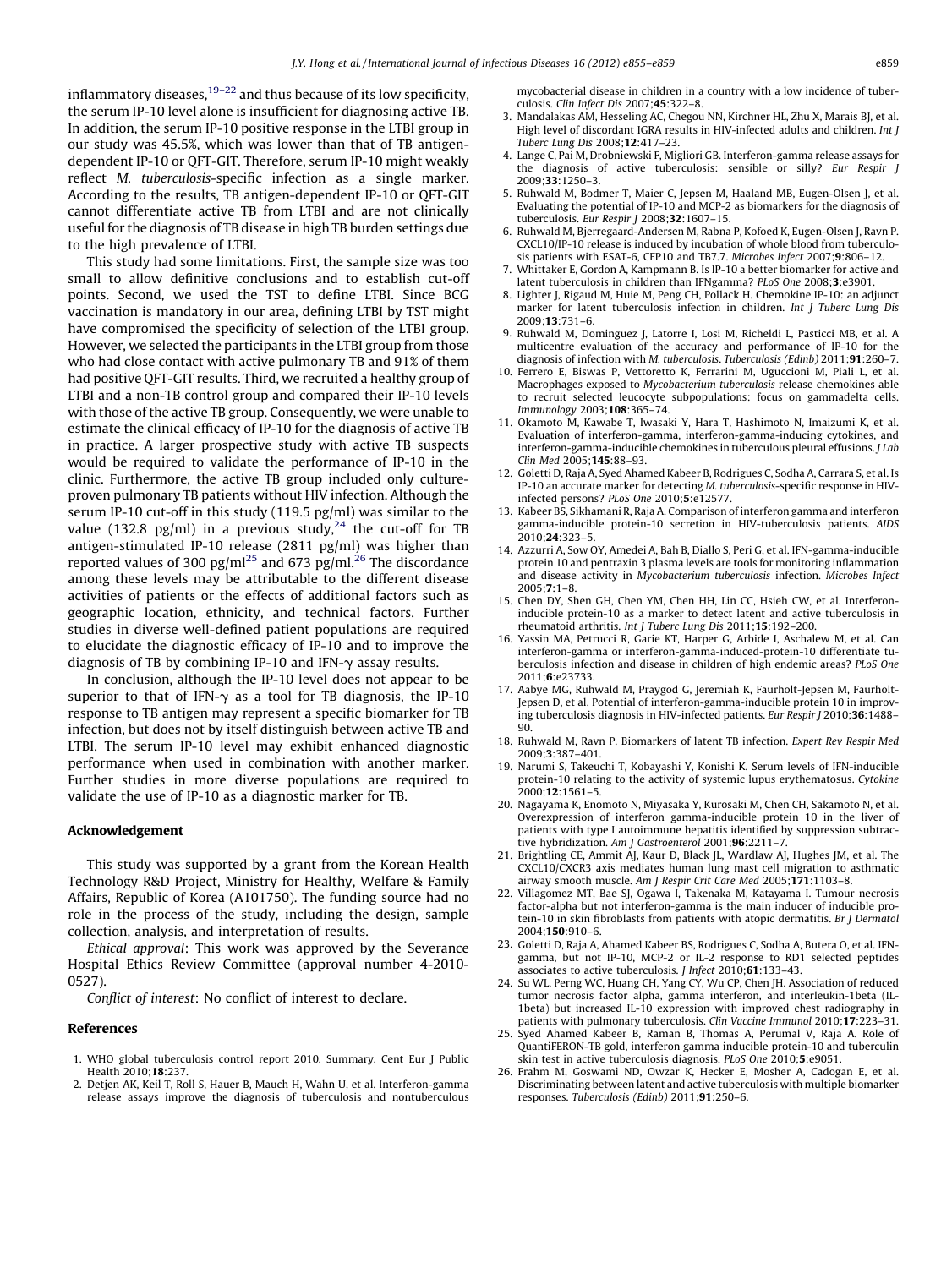inflammatory diseases,[19–22] and thus because of its low specificity, the serum IP-10 level alone is insufficient for diagnosing active TB. In addition, the serum IP-10 positive response in the LTBI group in our study was 45.5%, which was lower than that of TB antigen-dependent IP-10 or QFT-GIT. Therefore, serum IP-10 might weakly reflect *M. tuberculosis*-specific infection as a single marker. According to the results, TB antigen-dependent IP-10 or QFT-GIT cannot differentiate active TB from LTBI and are not clinically useful for the diagnosis of TB disease in high TB burden settings due to the high prevalence of LTBI.

This study had some limitations. First, the sample size was too small to allow definitive conclusions and to establish cut-off points. Second, we used the TST to define LTBI. Since BCG vaccination is mandatory in our area, defining LTBI by TST might have compromised the specificity of selection of the LTBI group. However, we selected the participants in the LTBI group from those who had close contact with active pulmonary TB and 91% of them had positive QFT-GIT results. Third, we recruited a healthy group of LTBI and a non-TB control group and compared their IP-10 levels with those of the active TB group. Consequently, we were unable to estimate the clinical efficacy of IP-10 for the diagnosis of active TB in practice. A larger prospective study with active TB suspects would be required to validate the performance of IP-10 in the clinic. Furthermore, the active TB group included only culture-proven pulmonary TB patients without HIV infection. Although the serum IP-10 cut-off in this study (119.5 pg/ml) was similar to the value (132.8 pg/ml) in a previous study,[24] the cut-off for TB antigen-stimulated IP-10 release (2811 pg/ml) was higher than reported values of 300 pg/ml[25] and 673 pg/ml.[26] The discordance among these levels may be attributable to the different disease activities of patients or the effects of additional factors such as geographic location, ethnicity, and technical factors. Further studies in diverse well-defined patient populations are required to elucidate the diagnostic efficacy of IP-10 and to improve the diagnosis of TB by combining IP-10 and IFN-$\gamma$ assay results.

In conclusion, although the IP-10 level does not appear to be superior to that of IFN-$\gamma$ as a tool for TB diagnosis, the IP-10 response to TB antigen may represent a specific biomarker for TB infection, but does not by itself distinguish between active TB and LTBI. The serum IP-10 level may exhibit enhanced diagnostic performance when used in combination with another marker. Further studies in more diverse populations are required to validate the use of IP-10 as a diagnostic marker for TB.

## Acknowledgement

This study was supported by a grant from the Korean Health Technology R&D Project, Ministry for Healthy, Welfare & Family Affairs, Republic of Korea (A101750). The funding source had no role in the process of the study, including the design, sample collection, analysis, and interpretation of results.

*Ethical approval*: This work was approved by the Severance Hospital Ethics Review Committee (approval number 4-2010-0527).

*Conflict of interest*: No conflict of interest to declare.

## References

1. WHO global tuberculosis control report 2010. Summary. Cent Eur J Public Health 2010;**18**:237.
2. Detjen AK, Keil T, Roll S, Hauer B, Mauch H, Wahn U, et al. Interferon-gamma release assays improve the diagnosis of tuberculosis and nontuberculous mycobacterial disease in children in a country with a low incidence of tuberculosis. *Clin Infect Dis* 2007;**45**:322–8.
3. Mandalakas AM, Hesseling AC, Chegou NN, Kirchner HL, Zhu X, Marais BJ, et al. High level of discordant IGRA results in HIV-infected adults and children. *Int J Tuberc Lung Dis* 2008;**12**:417–23.
4. Lange C, Pai M, Drobniewski F, Migliori GB. Interferon-gamma release assays for the diagnosis of active tuberculosis: sensible or silly? *Eur Respir J* 2009;**33**:1250–3.
5. Ruhwald M, Bodmer T, Maier C, Jepsen M, Haaland MB, Eugen-Olsen J, et al. Evaluating the potential of IP-10 and MCP-2 as biomarkers for the diagnosis of tuberculosis. *Eur Respir J* 2008;**32**:1607–15.
6. Ruhwald M, Bjerregaard-Andersen M, Rabna P, Kofoed K, Eugen-Olsen J, Ravn P. CXCL10/IP-10 release is induced by incubation of whole blood from tuberculosis patients with ESAT-6, CFP10 and TB7.7. *Microbes Infect* 2007;**9**:806–12.
7. Whittaker E, Gordon A, Kampmann B. Is IP-10 a better biomarker for active and latent tuberculosis in children than IFNgamma? *PLoS One* 2008;**3**:e3901.
8. Lighter J, Rigaud M, Huie M, Peng CH, Pollack H. Chemokine IP-10: an adjunct marker for latent tuberculosis infection in children. *Int J Tuberc Lung Dis* 2009;**13**:731–6.
9. Ruhwald M, Dominguez J, Latorre I, Losi M, Richeldi L, Pasticci MB, et al. A multicentre evaluation of the accuracy and performance of IP-10 for the diagnosis of infection with *M. tuberculosis*. *Tuberculosis (Edinb)* 2011;**91**:260–7.
10. Ferrero E, Biswas P, Vettoretto K, Ferrarini M, Uguccioni M, Piali L, et al. Macrophages exposed to *Mycobacterium tuberculosis* release chemokines able to recruit selected leucocyte subpopulations: focus on gammadelta cells. *Immunology* 2003;**108**:365–74.
11. Okamoto M, Kawabe T, Iwasaki Y, Hara T, Hashimoto N, Imaizumi K, et al. Evaluation of interferon-gamma, interferon-gamma-inducing cytokines, and interferon-gamma-inducible chemokines in tuberculous pleural effusions. *J Lab Clin Med* 2005;**145**:88–93.
12. Goletti D, Raja A, Syed Ahamed Kabeer B, Rodrigues C, Sodha A, Carrara S, et al. Is IP-10 an accurate marker for detecting *M. tuberculosis*-specific response in HIV-infected persons? *PLoS One* 2010;**5**:e12577.
13. Kabeer BS, Sikhamani R, Raja A. Comparison of interferon gamma and interferon gamma-inducible protein-10 secretion in HIV-tuberculosis patients. *AIDS* 2010;**24**:323–5.
14. Azzurri A, Sow OY, Amedei A, Bah B, Diallo S, Peri G, et al. IFN-gamma-inducible protein 10 and pentraxin 3 plasma levels are tools for monitoring inflammation and disease activity in *Mycobacterium tuberculosis* infection. *Microbes Infect* 2005;**7**:1–8.
15. Chen DY, Shen GH, Chen YM, Chen HH, Lin CC, Hsieh CW, et al. Interferon-inducible protein-10 as a marker to detect latent and active tuberculosis in rheumatoid arthritis. *Int J Tuberc Lung Dis* 2011;**15**:192–200.
16. Yassin MA, Petrucci R, Garie KT, Harper G, Arbide I, Aschalew M, et al. Can interferon-gamma or interferon-gamma-induced-protein-10 differentiate tuberculosis infection and disease in children of high endemic areas? *PLoS One* 2011;**6**:e23733.
17. Aabye MG, Ruhwald M, Praygod G, Jeremiah K, Faurholt-Jepsen M, Faurholt-Jepsen D, et al. Potential of interferon-gamma-inducible protein 10 in improving tuberculosis diagnosis in HIV-infected patients. *Eur Respir J* 2010;**36**:1488–90.
18. Ruhwald M, Ravn P. Biomarkers of latent TB infection. *Expert Rev Respir Med* 2009;**3**:387–401.
19. Narumi S, Takeuchi T, Kobayashi Y, Konishi K. Serum levels of IFN-inducible protein-10 relating to the activity of systemic lupus erythematosus. *Cytokine* 2000;**12**:1561–5.
20. Nagayama K, Enomoto N, Miyasaka Y, Kurosaki M, Chen CH, Sakamoto N, et al. Overexpression of interferon gamma-inducible protein 10 in the liver of patients with type I autoimmune hepatitis identified by suppression subtractive hybridization. *Am J Gastroenterol* 2001;**96**:2211–7.
21. Brightling CE, Ammit AJ, Kaur D, Black JL, Wardlaw AJ, Hughes JM, et al. The CXCL10/CXCR3 axis mediates human lung mast cell migration to asthmatic airway smooth muscle. *Am J Respir Crit Care Med* 2005;**171**:1103–8.
22. Villagomez MT, Bae SJ, Ogawa I, Takenaka M, Katayama I. Tumour necrosis factor-alpha but not interferon-gamma is the main inducer of inducible protein-10 in skin fibroblasts from patients with atopic dermatitis. *Br J Dermatol* 2004;**150**:910–6.
23. Goletti D, Raja A, Ahamed Kabeer BS, Rodrigues C, Sodha A, Butera O, et al. IFN-gamma, but not IP-10, MCP-2 or IL-2 response to RD1 selected peptides associates to active tuberculosis. *J Infect* 2010;**61**:133–43.
24. Su WL, Perng WC, Huang CH, Yang CY, Wu CP, Chen JH. Association of reduced tumor necrosis factor alpha, gamma interferon, and interleukin-1beta (IL-1beta) but increased IL-10 expression with improved chest radiography in patients with pulmonary tuberculosis. *Clin Vaccine Immunol* 2010;**17**:223–31.
25. Syed Ahamed Kabeer B, Raman B, Thomas A, Perumal V, Raja A. Role of QuantiFERON-TB gold, interferon gamma inducible protein-10 and tuberculin skin test in active tuberculosis diagnosis. *PLoS One* 2010;**5**:e9051.
26. Frahm M, Goswami ND, Owzar K, Hecker E, Mosher A, Cadogan E, et al. Discriminating between latent and active tuberculosis with multiple biomarker responses. *Tuberculosis (Edinb)* 2011;**91**:250–6.